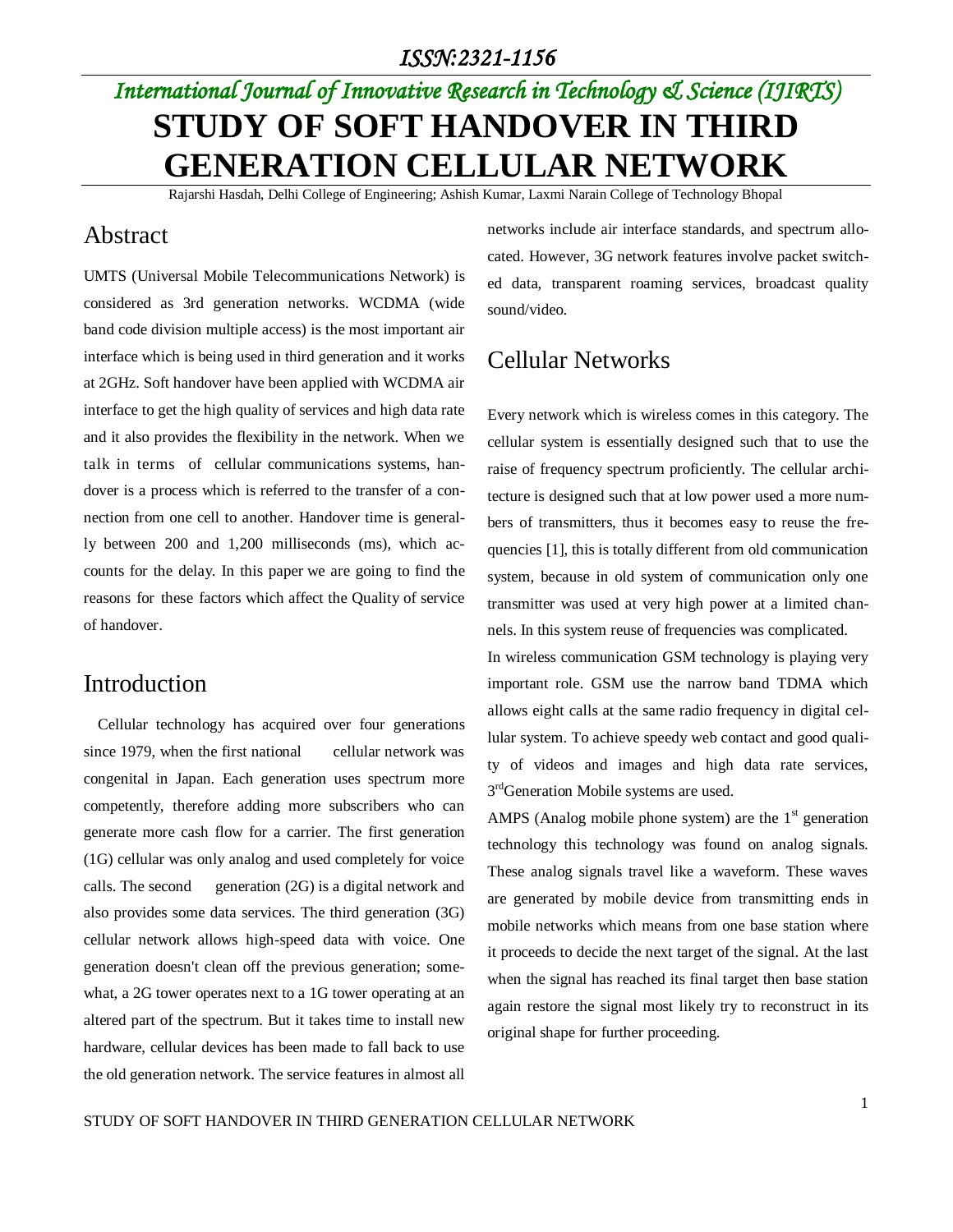ISSN:2321-1156

*International Journal of Innovative Research in Technology & Science (IJIRTS)*

# STUDY OF SOFT HANDOVER IN THIRD GENERATION CELLULAR NETWORK

Rajarshi Hasdah, Delhi College of Engineering; Ashish Kumar, Laxmi Narain College of Technology Bhopal

## Abstract

UMTS (Universal Mobile Telecommunications Network) is considered as 3rd generation networks. WCDMA (wide band code division multiple access) is the most important air interface which is being used in third generation and it works at 2GHz. Soft handover have been applied with WCDMA air interface to get the high quality of services and high data rate and it also provides the flexibility in the network. When we talk in terms of cellular communications systems, handover is a process which is referred to the transfer of a connection from one cell to another. Handover time is generally between 200 and 1,200 milliseconds (ms), which accounts for the delay. In this paper we are going to find the reasons for these factors which affect the Quality of service of handover.

## Introduction

Cellular technology has acquired over four generations since 1979, when the first national cellular network was congenital in Japan. Each generation uses spectrum more competently, therefore adding more subscribers who can generate more cash flow for a carrier. The first generation (1G) cellular was only analog and used completely for voice calls. The second generation (2G) is a digital network and also provides some data services. The third generation (3G) cellular network allows high-speed data with voice. One generation doesn't clean off the previous generation; somewhat, a 2G tower operates next to a 1G tower operating at an altered part of the spectrum. But it takes time to install new hardware, cellular devices has been made to fall back to use the old generation network. The service features in almost all networks include air interface standards, and spectrum allocated. However, 3G network features involve packet switched data, transparent roaming services, broadcast quality sound/video.

## Cellular Networks

Every network which is wireless comes in this category. The cellular system is essentially designed such that to use the raise of frequency spectrum proficiently. The cellular architecture is designed such that at low power used a more numbers of transmitters, thus it becomes easy to reuse the frequencies [1], this is totally different from old communication system, because in old system of communication only one transmitter was used at very high power at a limited channels. In this system reuse of frequencies was complicated.

In wireless communication GSM technology is playing very important role. GSM use the narrow band TDMA which allows eight calls at the same radio frequency in digital cellular system. To achieve speedy web contact and good quality of videos and images and high data rate services, 3rd Generation Mobile systems are used.

AMPS (Analog mobile phone system) are the 1st generation technology this technology was found on analog signals. These analog signals travel like a waveform. These waves are generated by mobile device from transmitting ends in mobile networks which means from one base station where it proceeds to decide the next target of the signal. At the last when the signal has reached its final target then base station again restore the signal most likely try to reconstruct in its original shape for further proceeding.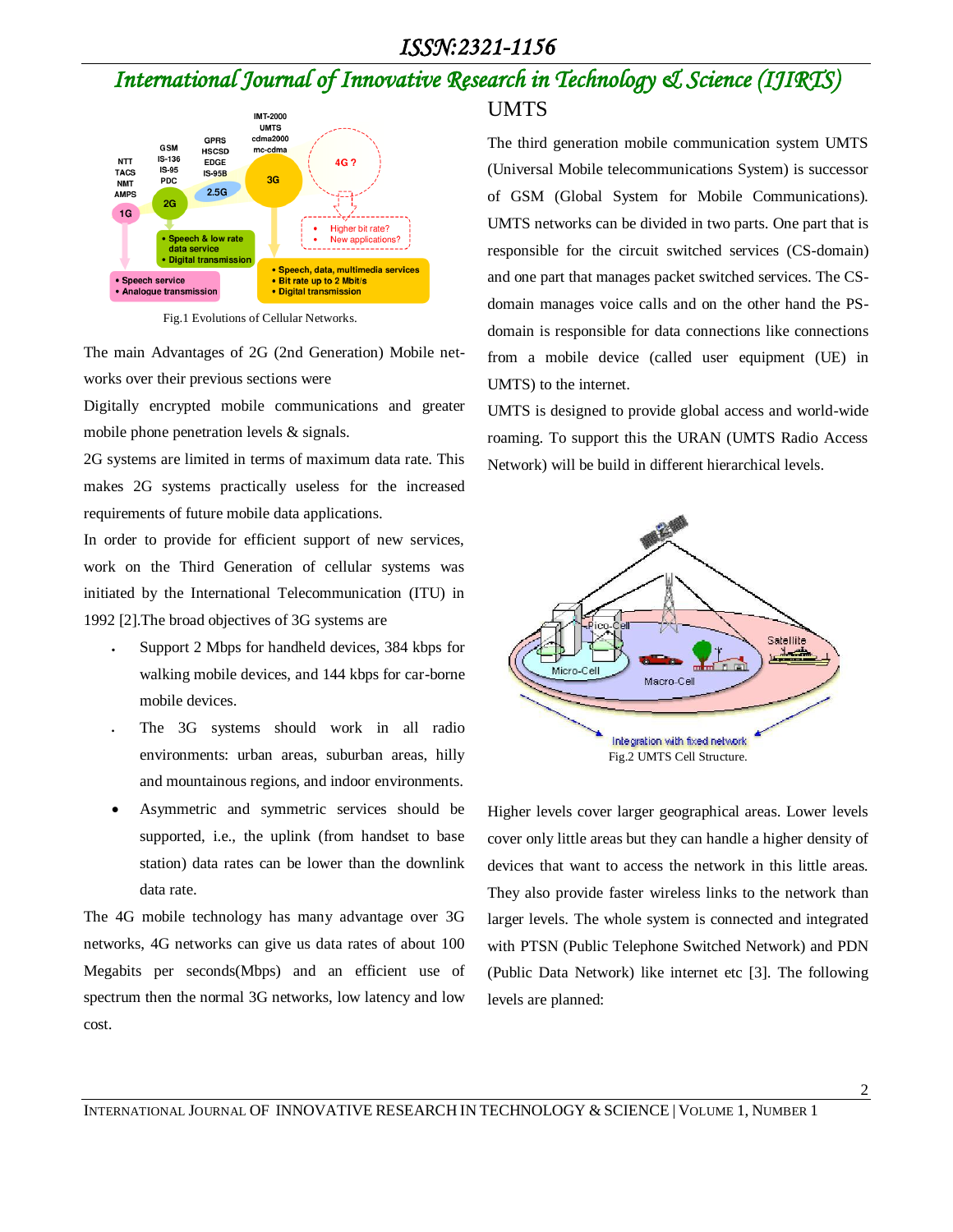Fig.1 Evolutions of Cellular Networks.

The main Advantages of 2G (2nd Generation) Mobile networks over their previous sections were

Digitally encrypted mobile communications and greater mobile phone penetration levels & signals.

2G systems are limited in terms of maximum data rate. This makes 2G systems practically useless for the increased requirements of future mobile data applications.

In order to provide for efficient support of new services, work on the Third Generation of cellular systems was initiated by the International Telecommunication (ITU) in 1992 [2].The broad objectives of 3G systems are

- Support 2 Mbps for handheld devices, 384 kbps for walking mobile devices, and 144 kbps for car-borne mobile devices.
- The 3G systems should work in all radio environments: urban areas, suburban areas, hilly and mountainous regions, and indoor environments.
- Asymmetric and symmetric services should be supported, i.e., the uplink (from handset to base station) data rates can be lower than the downlink data rate.

The 4G mobile technology has many advantage over 3G networks, 4G networks can give us data rates of about 100 Megabits per seconds(Mbps) and an efficient use of spectrum then the normal 3G networks, low latency and low cost.

## UMTS

The third generation mobile communication system UMTS (Universal Mobile telecommunications System) is successor of GSM (Global System for Mobile Communications). UMTS networks can be divided in two parts. One part that is responsible for the circuit switched services (CS-domain) and one part that manages packet switched services. The CS-domain manages voice calls and on the other hand the PS-domain is responsible for data connections like connections from a mobile device (called user equipment (UE) in UMTS) to the internet.

UMTS is designed to provide global access and world-wide roaming. To support this the URAN (UMTS Radio Access Network) will be build in different hierarchical levels.

Fig.2 UMTS Cell Structure.

Higher levels cover larger geographical areas. Lower levels cover only little areas but they can handle a higher density of devices that want to access the network in this little areas. They also provide faster wireless links to the network than larger levels. The whole system is connected and integrated with PTSN (Public Telephone Switched Network) and PDN (Public Data Network) like internet etc [3]. The following levels are planned: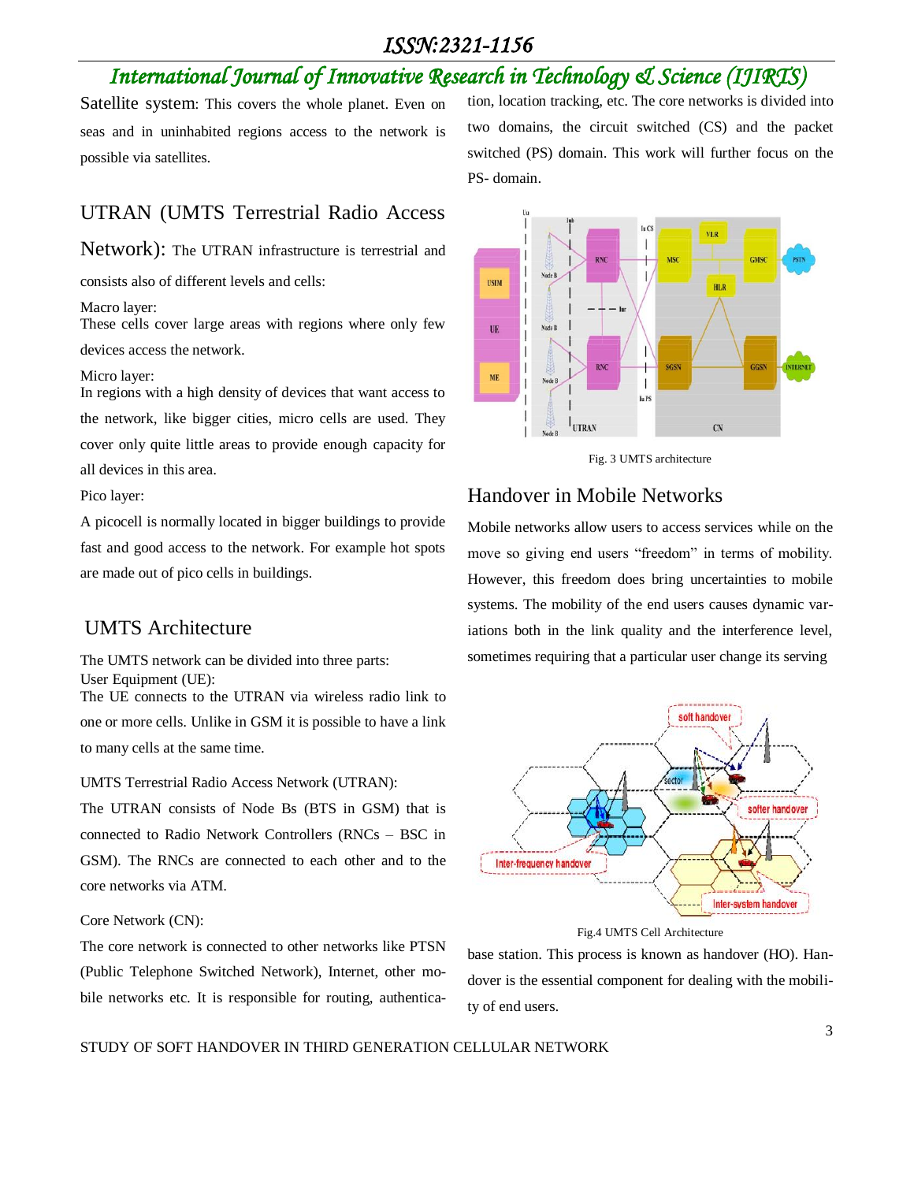Satellite system: This covers the whole planet. Even on seas and in uninhabited regions access to the network is possible via satellites.

## UTRAN (UMTS Terrestrial Radio Access Network):

The UTRAN infrastructure is terrestrial and consists also of different levels and cells:

Macro layer:
These cells cover large areas with regions where only few devices access the network.

Micro layer:
In regions with a high density of devices that want access to the network, like bigger cities, micro cells are used. They cover only quite little areas to provide enough capacity for all devices in this area.

Pico layer:

A picocell is normally located in bigger buildings to provide fast and good access to the network. For example hot spots are made out of pico cells in buildings.

## UMTS Architecture

The UMTS network can be divided into three parts:

User Equipment (UE):
The UE connects to the UTRAN via wireless radio link to one or more cells. Unlike in GSM it is possible to have a link to many cells at the same time.

UMTS Terrestrial Radio Access Network (UTRAN):

The UTRAN consists of Node Bs (BTS in GSM) that is connected to Radio Network Controllers (RNCs – BSC in GSM). The RNCs are connected to each other and to the core networks via ATM.

Core Network (CN):

The core network is connected to other networks like PTSN (Public Telephone Switched Network), Internet, other mobile networks etc. It is responsible for routing, authentication, location tracking, etc. The core networks is divided into two domains, the circuit switched (CS) and the packet switched (PS) domain. This work will further focus on the PS- domain.

Fig. 3 UMTS architecture

## Handover in Mobile Networks

Mobile networks allow users to access services while on the move so giving end users "freedom" in terms of mobility. However, this freedom does bring uncertainties to mobile systems. The mobility of the end users causes dynamic variations both in the link quality and the interference level, sometimes requiring that a particular user change its serving base station. This process is known as handover (HO). Handover is the essential component for dealing with the mobility of end users.

Fig.4 UMTS Cell Architecture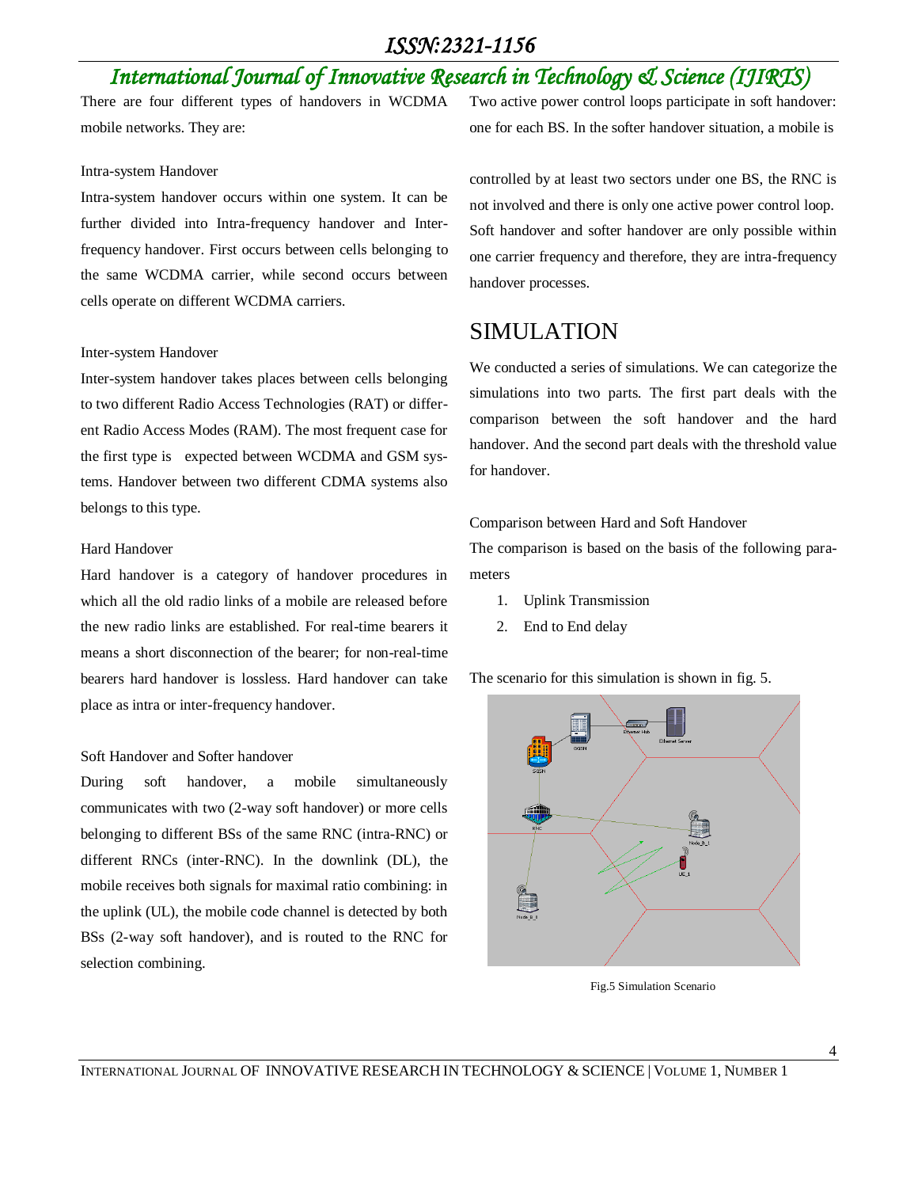There are four different types of handovers in WCDMA mobile networks. They are:

Intra-system Handover

Intra-system handover occurs within one system. It can be further divided into Intra-frequency handover and Inter-frequency handover. First occurs between cells belonging to the same WCDMA carrier, while second occurs between cells operate on different WCDMA carriers.

Inter-system Handover

Inter-system handover takes places between cells belonging to two different Radio Access Technologies (RAT) or different Radio Access Modes (RAM). The most frequent case for the first type is expected between WCDMA and GSM systems. Handover between two different CDMA systems also belongs to this type.

Hard Handover

Hard handover is a category of handover procedures in which all the old radio links of a mobile are released before the new radio links are established. For real-time bearers it means a short disconnection of the bearer; for non-real-time bearers hard handover is lossless. Hard handover can take place as intra or inter-frequency handover.

Soft Handover and Softer handover

During soft handover, a mobile simultaneously communicates with two (2-way soft handover) or more cells belonging to different BSs of the same RNC (intra-RNC) or different RNCs (inter-RNC). In the downlink (DL), the mobile receives both signals for maximal ratio combining: in the uplink (UL), the mobile code channel is detected by both BSs (2-way soft handover), and is routed to the RNC for selection combining.

Two active power control loops participate in soft handover: one for each BS. In the softer handover situation, a mobile is controlled by at least two sectors under one BS, the RNC is not involved and there is only one active power control loop. Soft handover and softer handover are only possible within one carrier frequency and therefore, they are intra-frequency handover processes.

# SIMULATION

We conducted a series of simulations. We can categorize the simulations into two parts. The first part deals with the comparison between the soft handover and the hard handover. And the second part deals with the threshold value for handover.

Comparison between Hard and Soft Handover

The comparison is based on the basis of the following parameters

1. Uplink Transmission
2. End to End delay

The scenario for this simulation is shown in fig. 5.

Fig.5 Simulation Scenario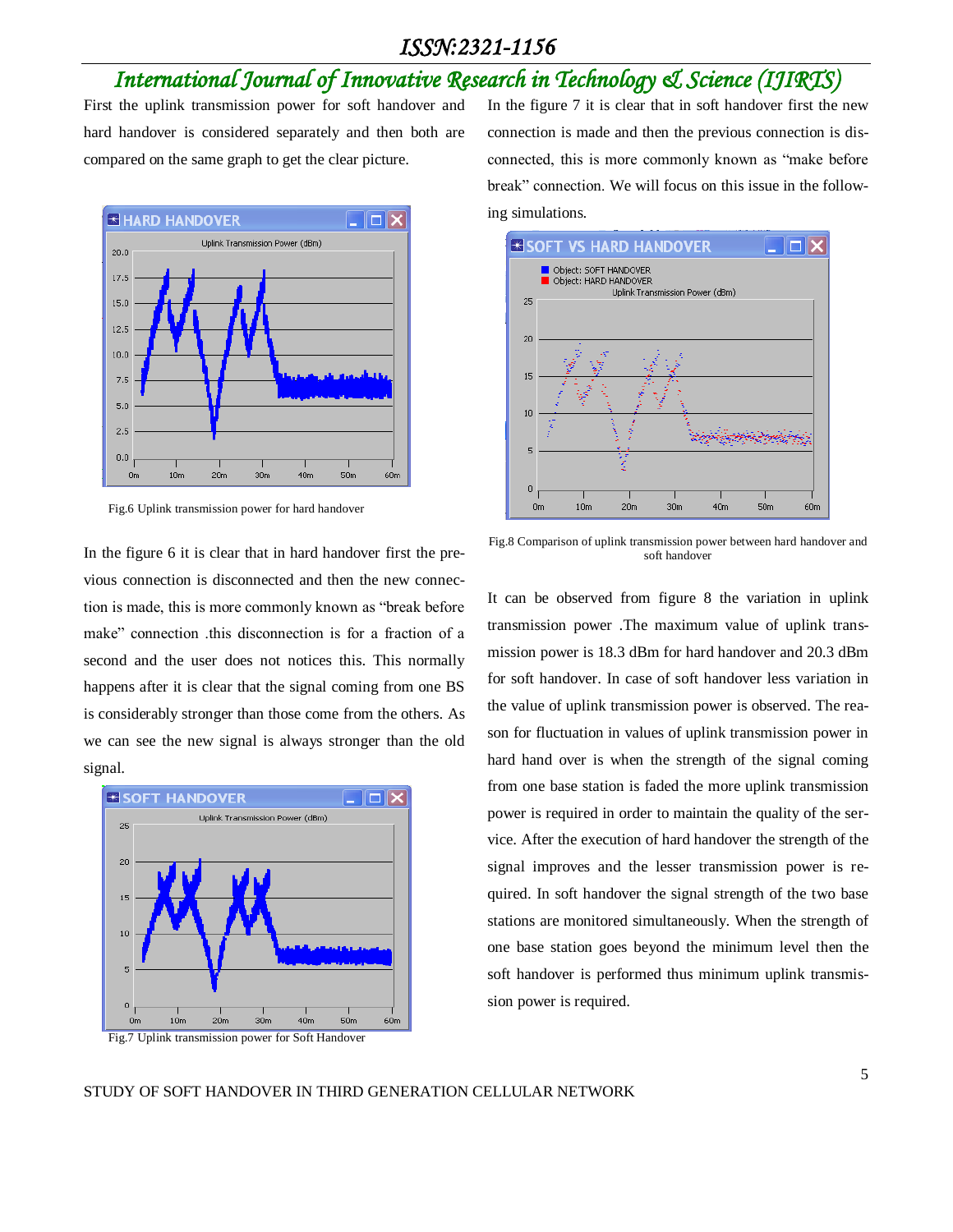First the uplink transmission power for soft handover and hard handover is considered separately and then both are compared on the same graph to get the clear picture.

Fig.6 Uplink transmission power for hard handover

In the figure 6 it is clear that in hard handover first the previous connection is disconnected and then the new connection is made, this is more commonly known as “break before make” connection .this disconnection is for a fraction of a second and the user does not notices this. This normally happens after it is clear that the signal coming from one BS is considerably stronger than those come from the others. As we can see the new signal is always stronger than the old signal.

Fig.7 Uplink transmission power for Soft Handover

In the figure 7 it is clear that in soft handover first the new connection is made and then the previous connection is disconnected, this is more commonly known as “make before break” connection. We will focus on this issue in the following simulations.

Fig.8 Comparison of uplink transmission power between hard handover and soft handover

It can be observed from figure 8 the variation in uplink transmission power .The maximum value of uplink transmission power is 18.3 dBm for hard handover and 20.3 dBm for soft handover. In case of soft handover less variation in the value of uplink transmission power is observed. The reason for fluctuation in values of uplink transmission power in hard hand over is when the strength of the signal coming from one base station is faded the more uplink transmission power is required in order to maintain the quality of the service. After the execution of hard handover the strength of the signal improves and the lesser transmission power is required. In soft handover the signal strength of the two base stations are monitored simultaneously. When the strength of one base station goes beyond the minimum level then the soft handover is performed thus minimum uplink transmission power is required.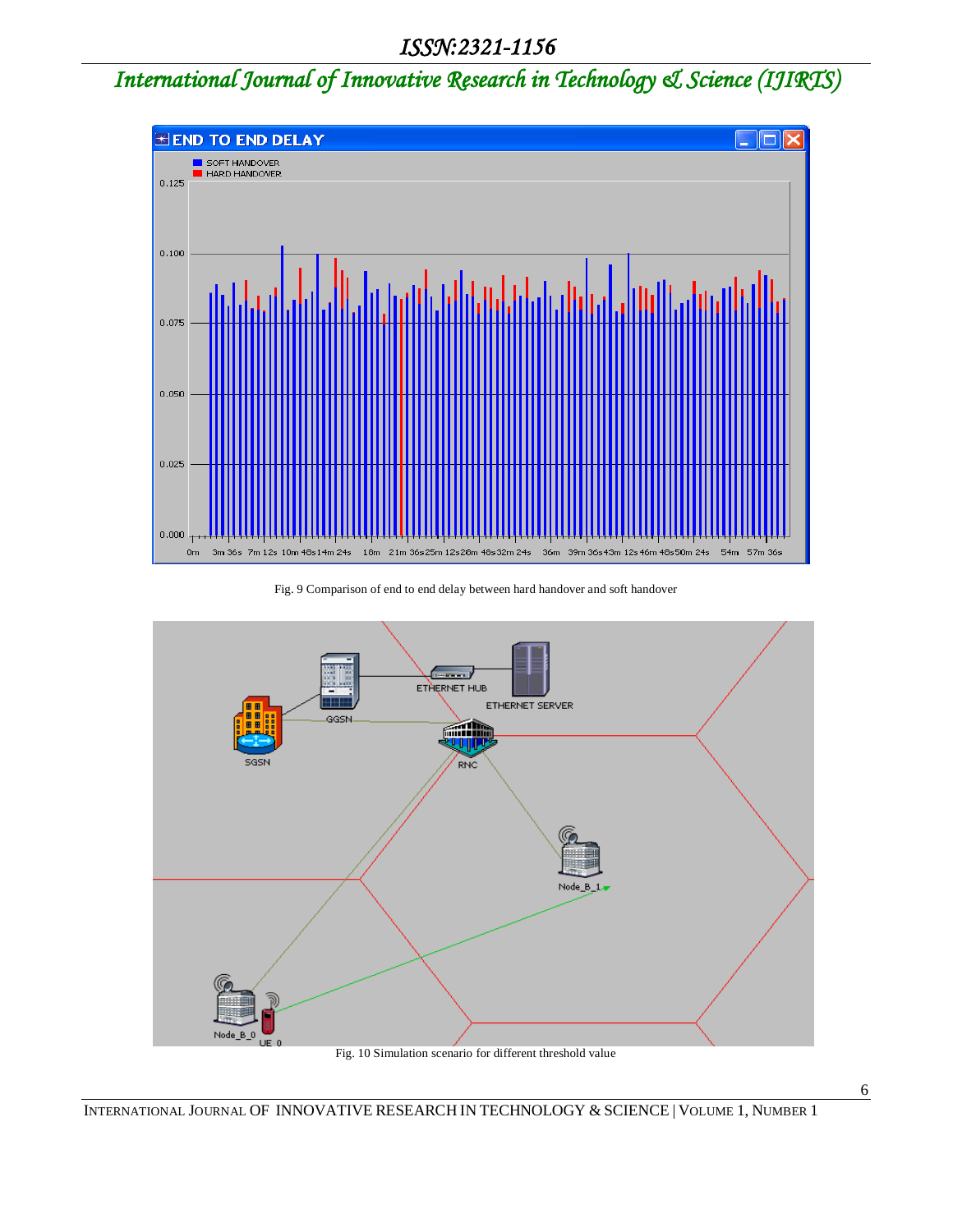Fig. 9 Comparison of end to end delay between hard handover and soft handover

Fig. 10 Simulation scenario for different threshold value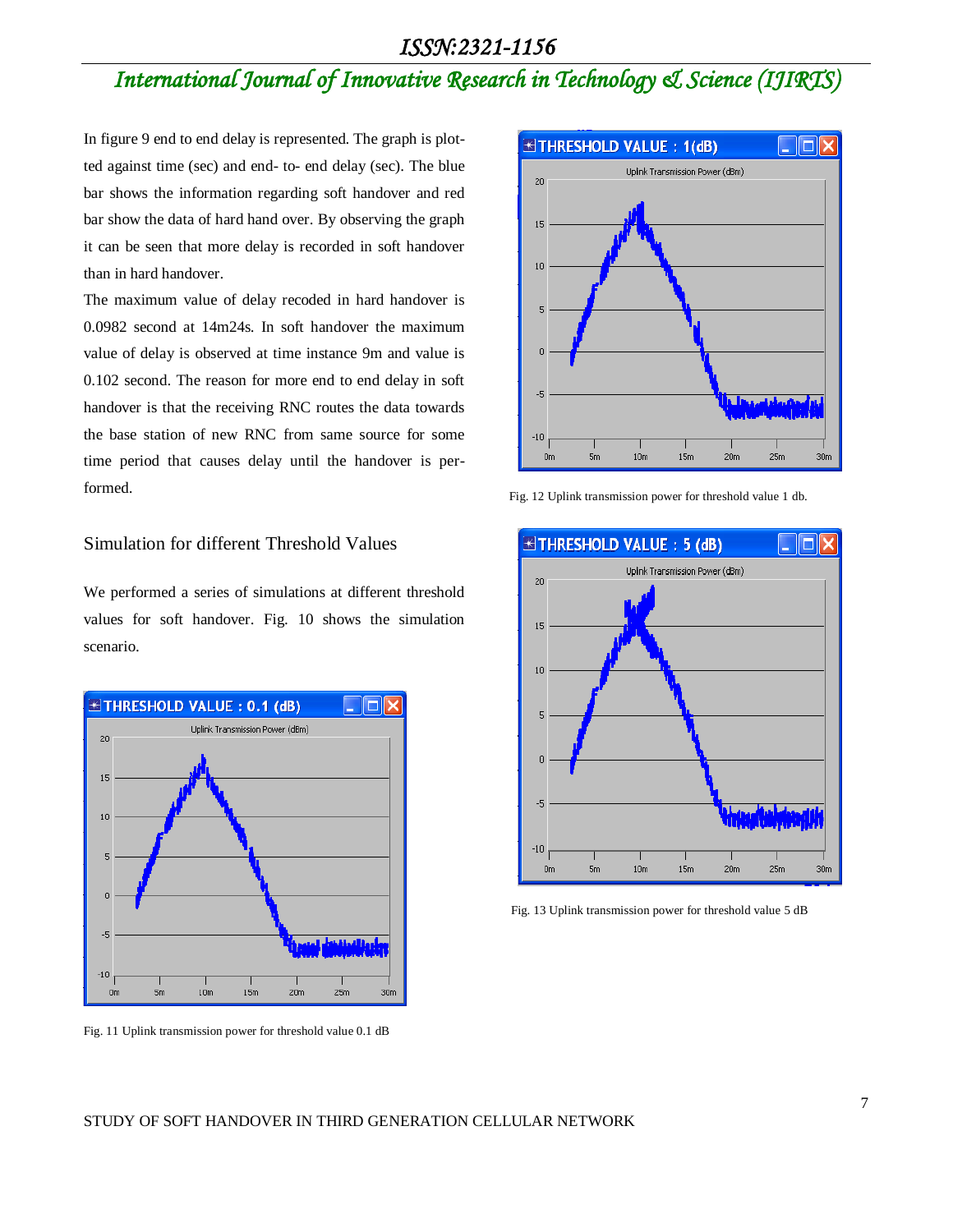In figure 9 end to end delay is represented. The graph is plotted against time (sec) and end- to- end delay (sec). The blue bar shows the information regarding soft handover and red bar show the data of hard hand over. By observing the graph it can be seen that more delay is recorded in soft handover than in hard handover.

The maximum value of delay recoded in hard handover is 0.0982 second at 14m24s. In soft handover the maximum value of delay is observed at time instance 9m and value is 0.102 second. The reason for more end to end delay in soft handover is that the receiving RNC routes the data towards the base station of new RNC from same source for some time period that causes delay until the handover is performed.

## Simulation for different Threshold Values

We performed a series of simulations at different threshold values for soft handover. Fig. 10 shows the simulation scenario.

Fig. 11 Uplink transmission power for threshold value 0.1 dB

Fig. 12 Uplink transmission power for threshold value 1 db.

Fig. 13 Uplink transmission power for threshold value 5 dB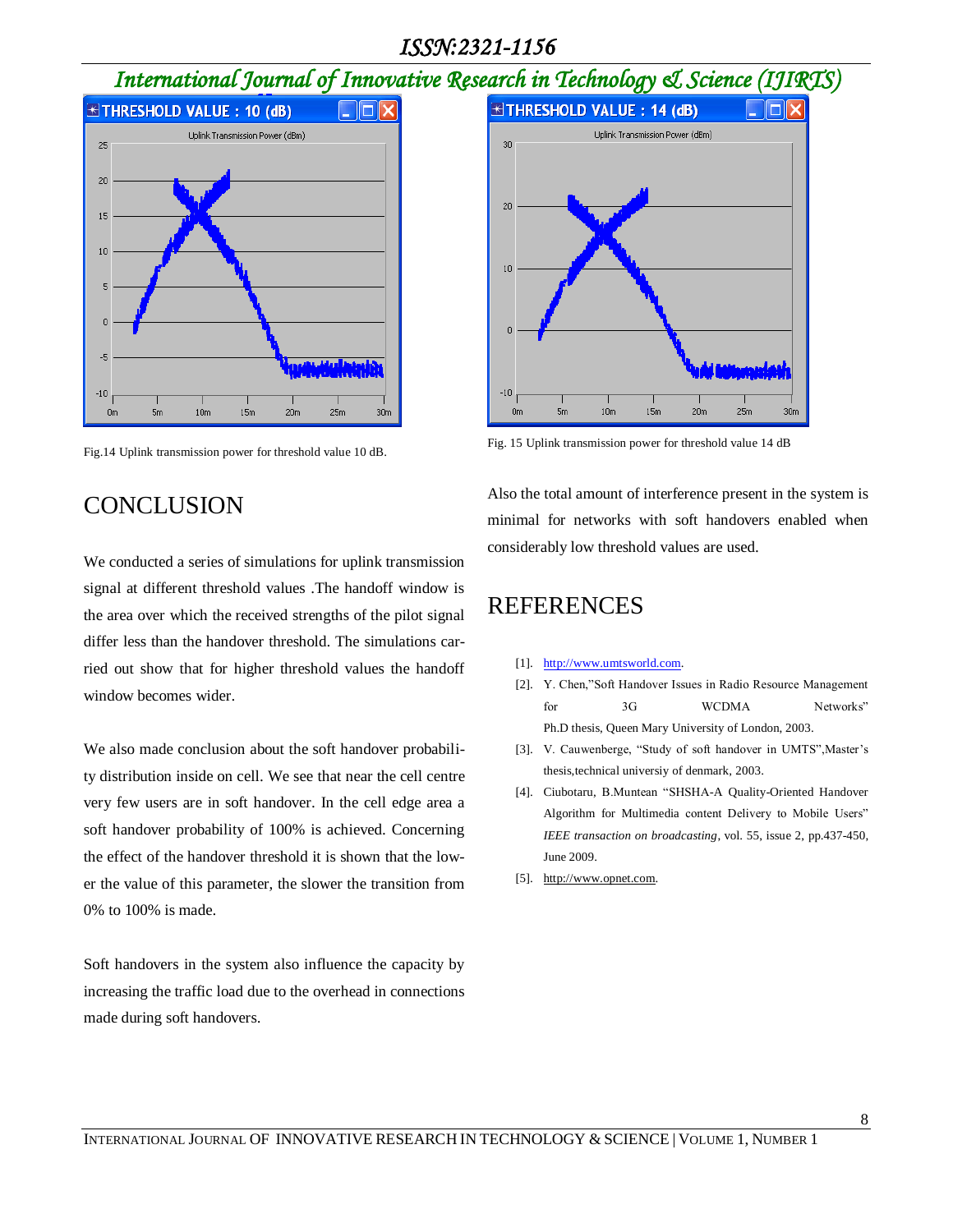THRESHOLD VALUE : 10 (dB)

Uplink Transmission Power (dBm)

25
20
15
10
5
0
-5
-10

0m 5m 10m 15m 20m 25m 30m

Fig.14 Uplink transmission power for threshold value 10 dB.

THRESHOLD VALUE : 14 (dB)

Uplink Transmission Power (dBm)

30
20
10
0
-10

0m 5m 10m 15m 20m 25m 30m

Fig. 15 Uplink transmission power for threshold value 14 dB

## CONCLUSION

We conducted a series of simulations for uplink transmission signal at different threshold values .The handoff window is the area over which the received strengths of the pilot signal differ less than the handover threshold. The simulations carried out show that for higher threshold values the handoff window becomes wider.

We also made conclusion about the soft handover probability distribution inside on cell. We see that near the cell centre very few users are in soft handover. In the cell edge area a soft handover probability of 100% is achieved. Concerning the effect of the handover threshold it is shown that the lower the value of this parameter, the slower the transition from 0% to 100% is made.

Soft handovers in the system also influence the capacity by increasing the traffic load due to the overhead in connections made during soft handovers.

Also the total amount of interference present in the system is minimal for networks with soft handovers enabled when considerably low threshold values are used.

## REFERENCES

[1]. http://www.umtsworld.com.

[2]. Y. Chen,"Soft Handover Issues in Radio Resource Management for 3G WCDMA Networks" Ph.D thesis, Queen Mary University of London, 2003.

[3]. V. Cauwenberge, "Study of soft handover in UMTS",Master's thesis,technical universiy of denmark, 2003.

[4]. Ciubotaru, B.Muntean "SHSHA-A Quality-Oriented Handover Algorithm for Multimedia content Delivery to Mobile Users" *IEEE transaction on broadcasting*, vol. 55, issue 2, pp.437-450, June 2009.

[5]. http://www.opnet.com.